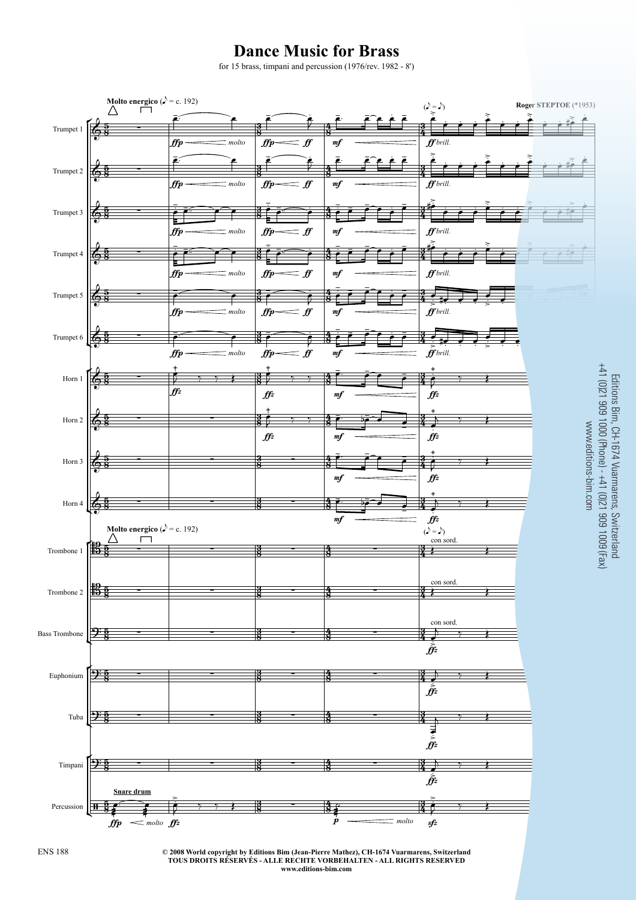# Dance Music for Brass

for 15 brass, timpani and percussion (1976/rev. 1982 - 8')

Roger STEPTOE (*1953)

Editions Bim, CH-1674 Vuarmarens, Switzerland
+41 (0)21 909 1000 (Phone) - +41 (0)21 909 1009 (Fax)
www.editions-bim.com

ENS 188

**© 2008 World copyright by Editions Bim (Jean-Pierre Mathez), CH-1674 Vuarmarens, Switzerland**
**TOUS DROITS RÉSERVÉS - ALLE RECHTE VORBEHALTEN - ALL RIGHTS RESERVED**
**www.editions-bim.com**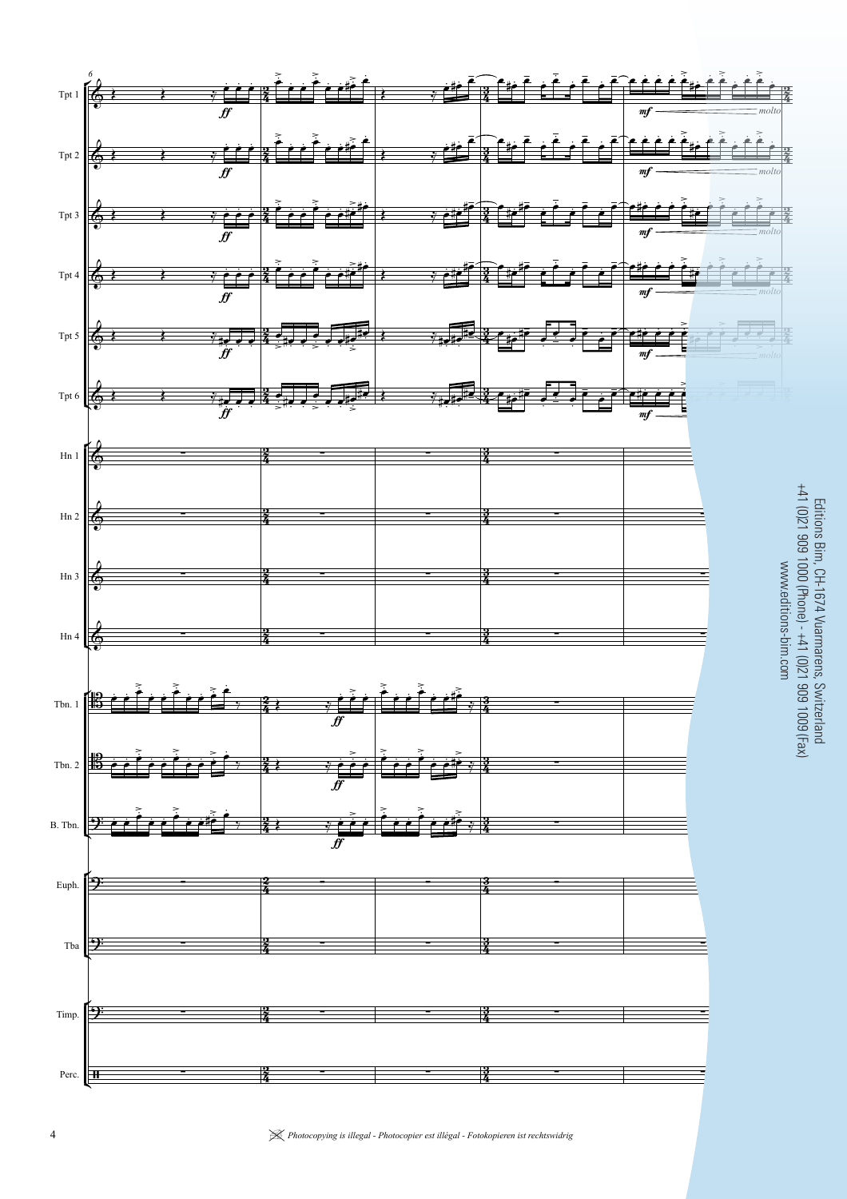Editions Bim, CH-1674 Vuarmarens, Switzerland
+41 (0)21 909 1000 (Phone) - +41 (0)21 909 1009 (Fax)
www.editions-bim.com

*Photocopying is illegal - Photocopier est illégal - Fotokopieren ist rechtswidrig*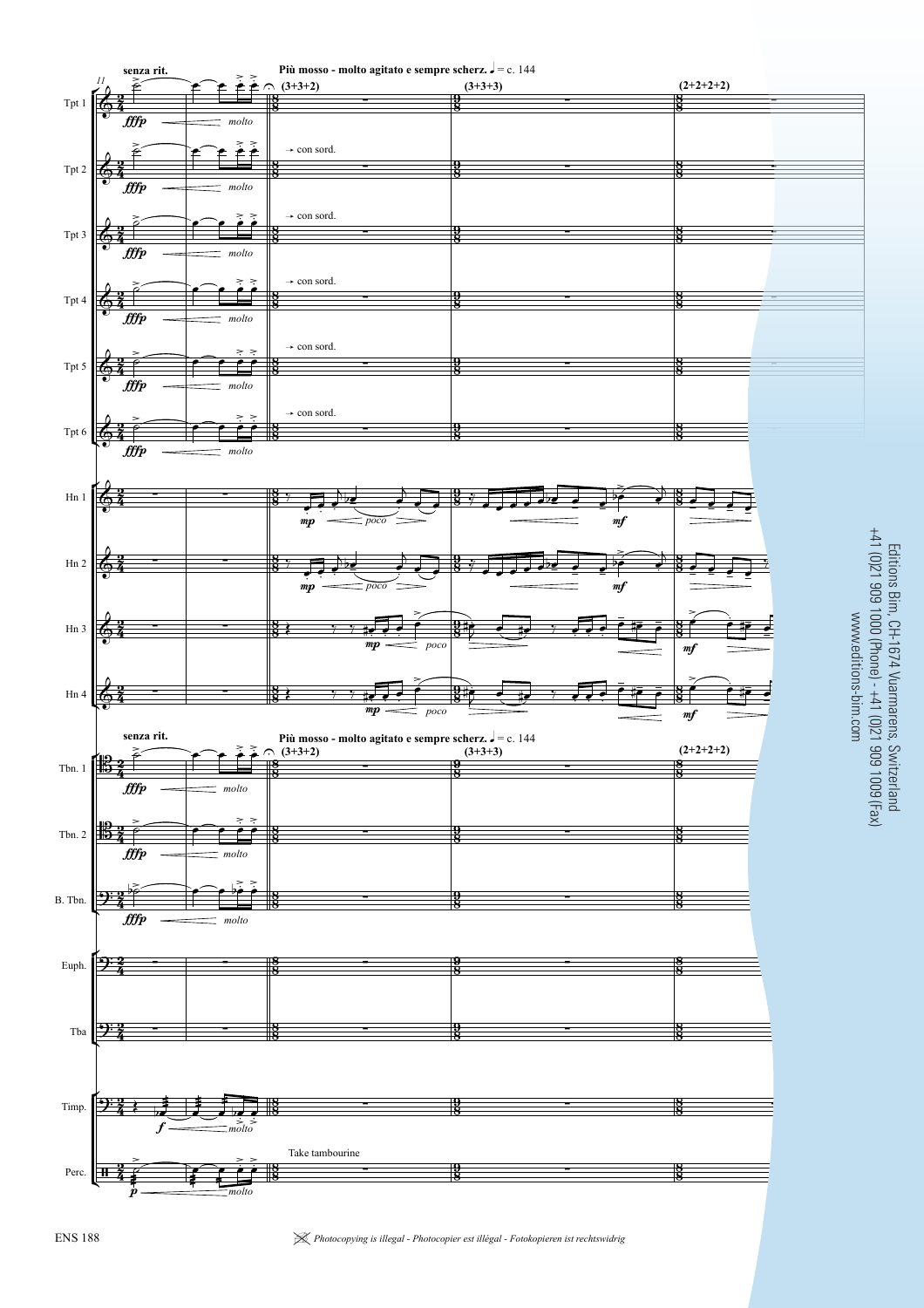senza rit.

Più mosso - molto agitato e sempre scherz. ♩ = c. 144

(3+3+2) (3+3+3) (2+2+2+2)

Tpt 1 *fffp* *molto*

Tpt 2 *fffp* *molto* → con sord.

Tpt 3 *fffp* *molto* → con sord.

Tpt 4 *fffp* *molto* → con sord.

Tpt 5 *fffp* *molto* → con sord.

Tpt 6 *fffp* *molto* → con sord.

Hn 1 *mp* *poco* *mf*

Hn 2 *mp* *poco* *mf*

Hn 3 *mp* *poco* *mf*

Hn 4 *mp* *poco* *mf*

senza rit.

Più mosso - molto agitato e sempre scherz. ♩ = c. 144

(3+3+2) (3+3+3) (2+2+2+2)

Tbn. 1 *fffp* *molto*

Tbn. 2 *fffp* *molto*

B. Tbn. *fffp* *molto*

Euph.

Tba

Timp. *f* *molto*

Perc. *p* *molto* Take tambourine

Editions Bim, CH-1674 Vuarmarens, Switzerland
+41 (0)21 909 1000 (Phone) - +41 (0)21 909 1009 (Fax)
www.editions-bim.com

ENS 188

*Photocopying is illegal - Photocopier est illégal - Fotokopieren ist rechtswidrig*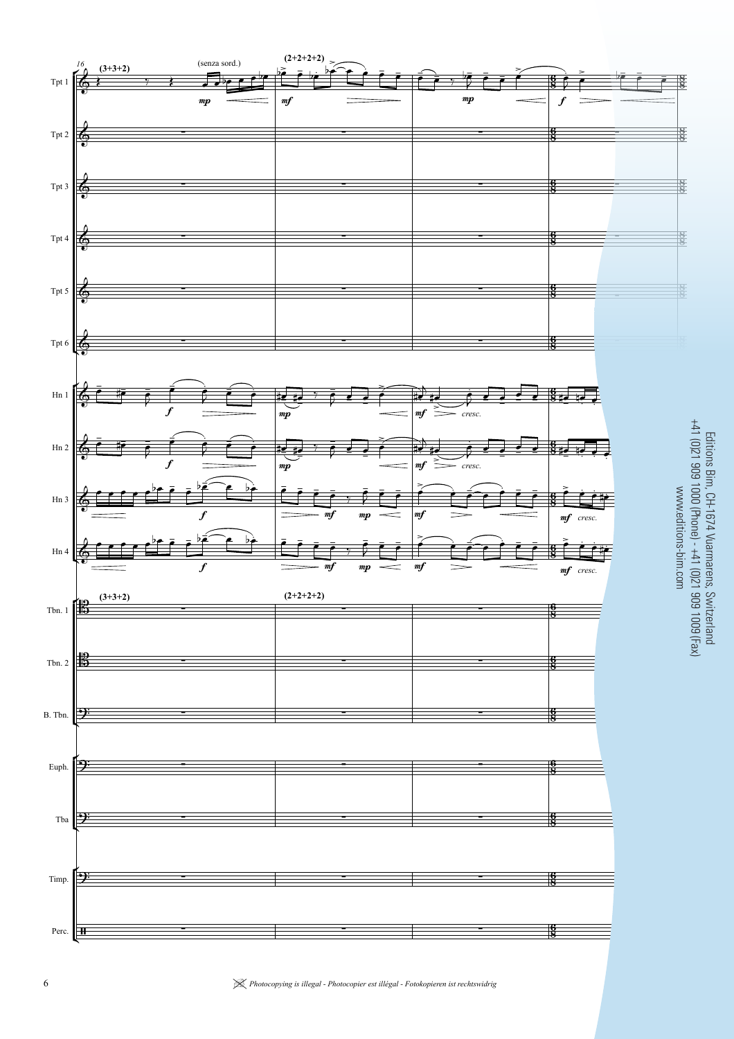Editions Bim, CH-1674 Vuarmarens, Switzerland
+41 (0)21 909 1000 (Phone) - +41 (0)21 909 1009 (Fax)
www.editions-bim.com

*Photocopying is illegal - Photocopier est illégal - Fotokopieren ist rechtswidrig*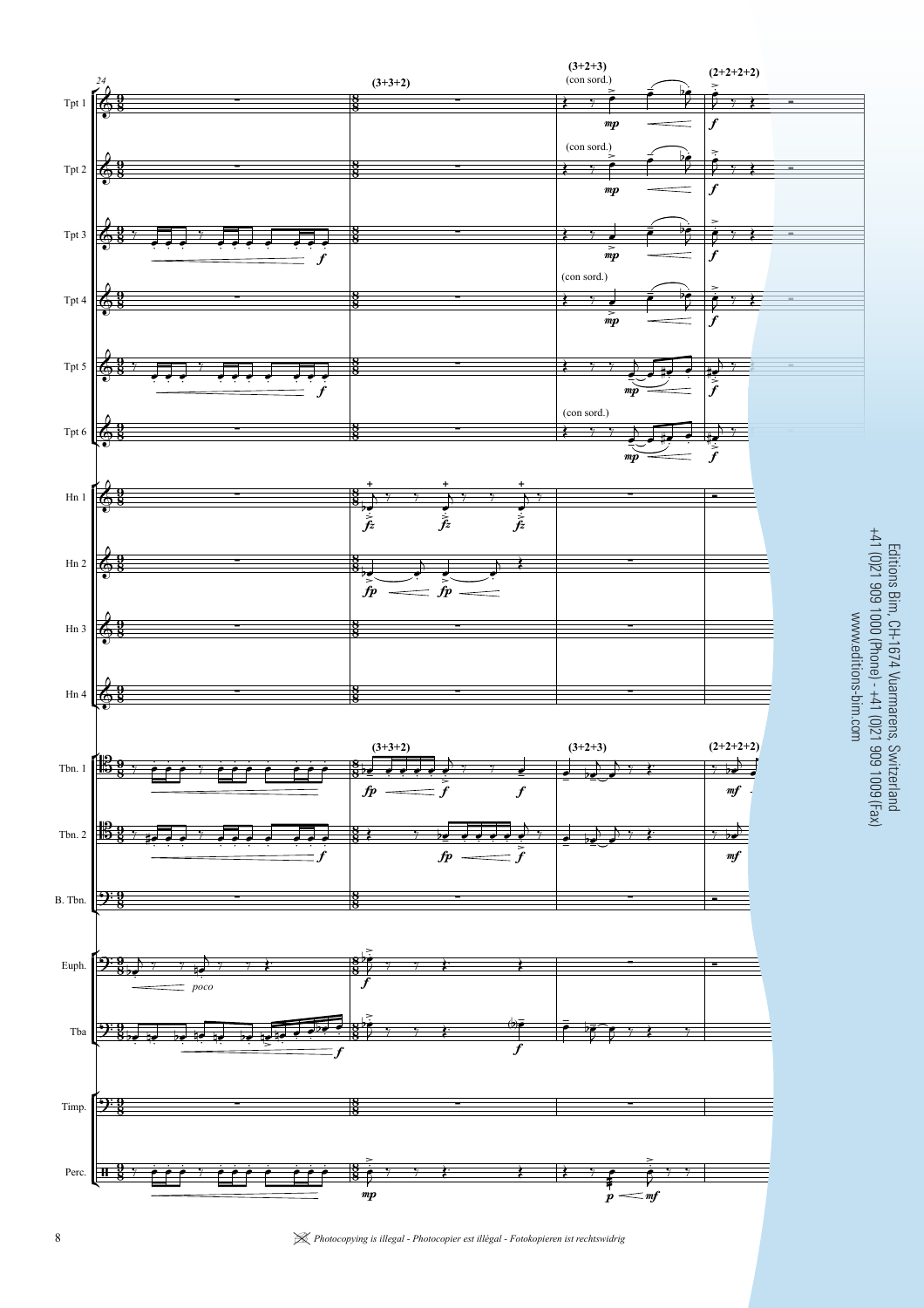Editions Bim, CH-1674 Vuarmarens, Switzerland
+41 (0)21 909 1000 (Phone) - +41 (0)21 909 1009 (Fax)
www.editions-bim.com

*Photocopying is illegal - Photocopier est illégal - Fotokopieren ist rechtswidrig*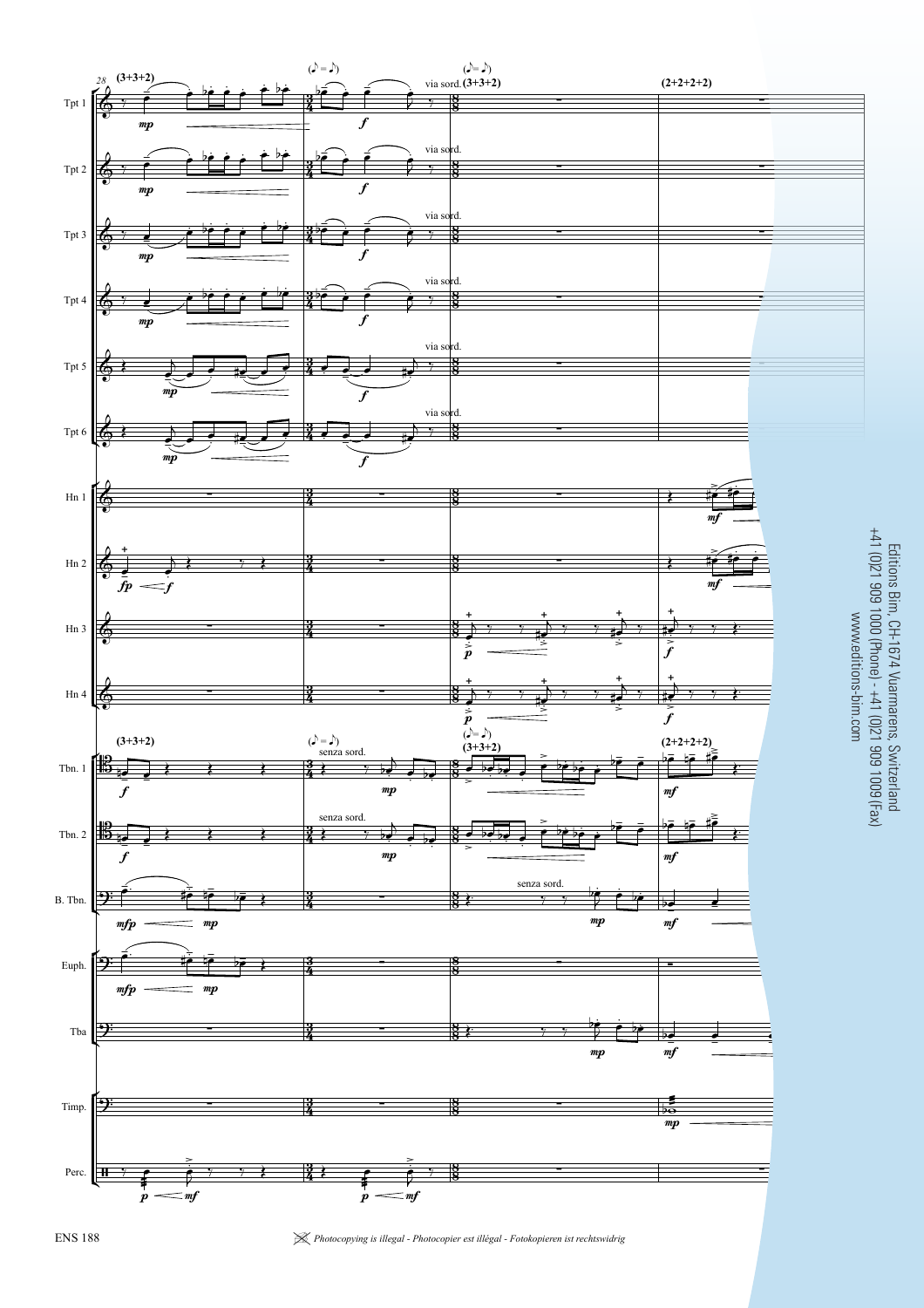28

(3+3+2) — (♪ = ♪) — (♪ = ♪) (3+3+2) — (2+2+2+2)

Tpt 1 — *mp* — *f* — via sord.

Tpt 2 — *mp* — *f* — via sord.

Tpt 3 — *mp* — *f* — via sord.

Tpt 4 — *mp* — *f* — via sord.

Tpt 5 — *mp* — *f* — via sord.

Tpt 6 — *mp* — *f* — via sord.

Hn 1 — *mf*

Hn 2 — *fp* — *f* — *mf*

Hn 3 — *p* — *f*

Hn 4 — *p* — *f*

Tbn. 1 — *f* — senza sord. — *mp* — *mf*

Tbn. 2 — *f* — senza sord. — *mp* — *mf*

B. Tbn. — *mfp* — *mp* — senza sord. — *mp* — *mf*

Euph. — *mfp* — *mp*

Tba — *mp* — *mf*

Timp. — *mp*

Perc. — *p* — *mf* — *p* — *mf*

Editions Bim, CH-1674 Vuarmarens, Switzerland
+41 (0)21 909 1000 (Phone) - +41 (0)21 909 1009 (Fax)
www.editions-bim.com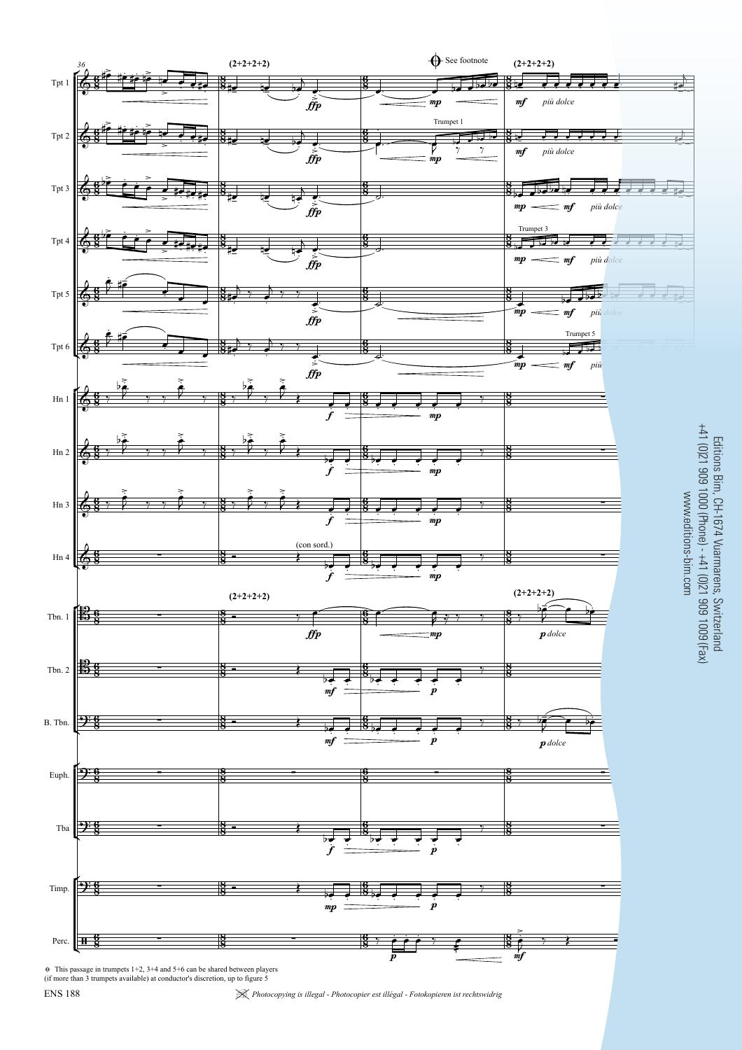⊕ This passage in trumpets 1+2, 3+4 and 5+6 can be shared between players (if more than 3 trumpets available) at conductor's discretion, up to figure 5

Editions Bim, CH-1674 Vuarmarens, Switzerland
+41 (0)21 909 1000 (Phone) - +41 (0)21 909 1009 (Fax)
www.editions-bim.com

ENS 188

*Photocopying is illegal - Photocopier est illégal - Fotokopieren ist rechtswidrig*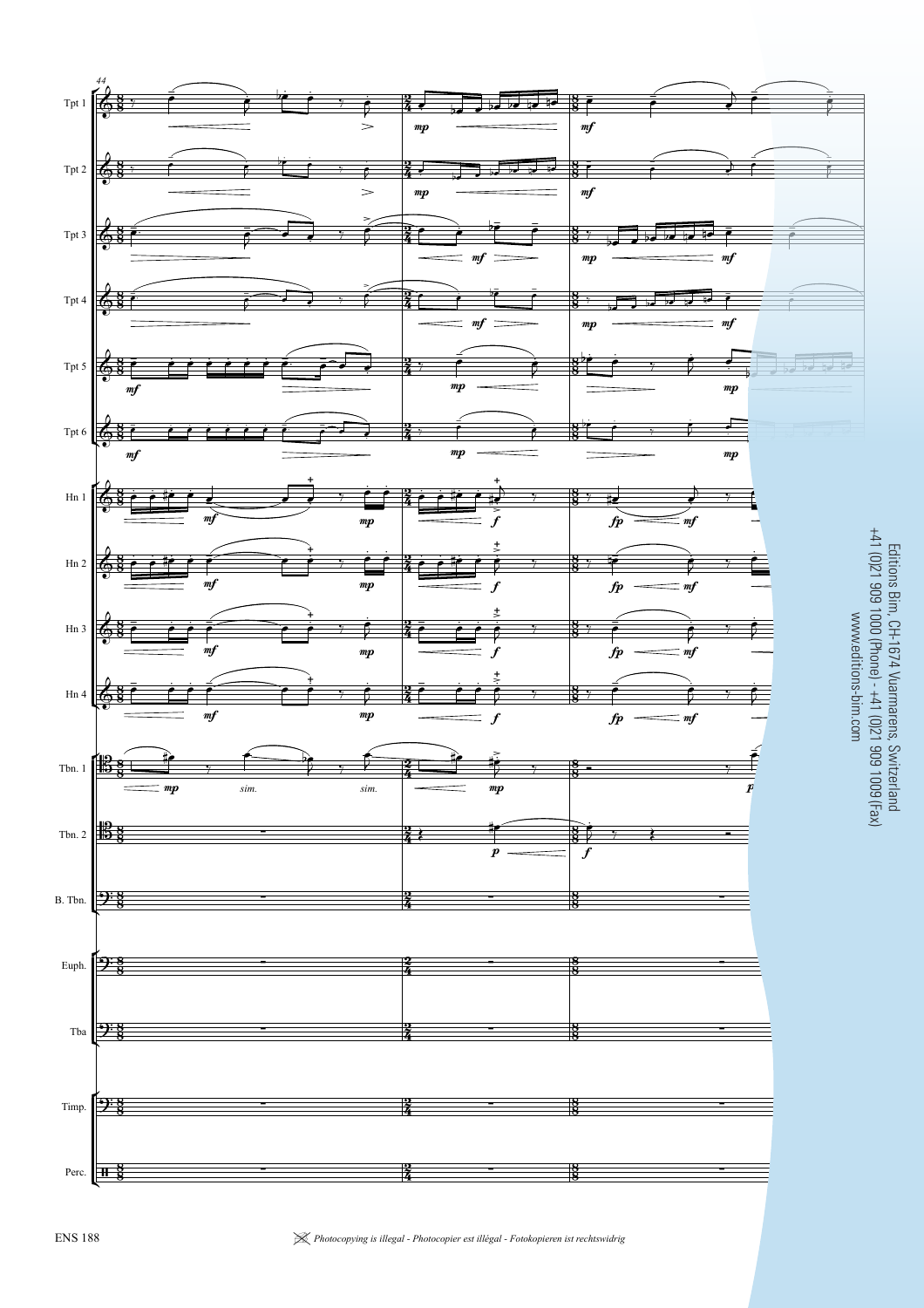Editions Bim, CH-1674 Vuarmarens, Switzerland
+41 (0)21 909 1000 (Phone) - +41 (0)21 909 1009 (Fax)
www.editions-bim.com

ENS 188

*Photocopying is illegal - Photocopier est illégal - Fotokopieren ist rechtswidrig*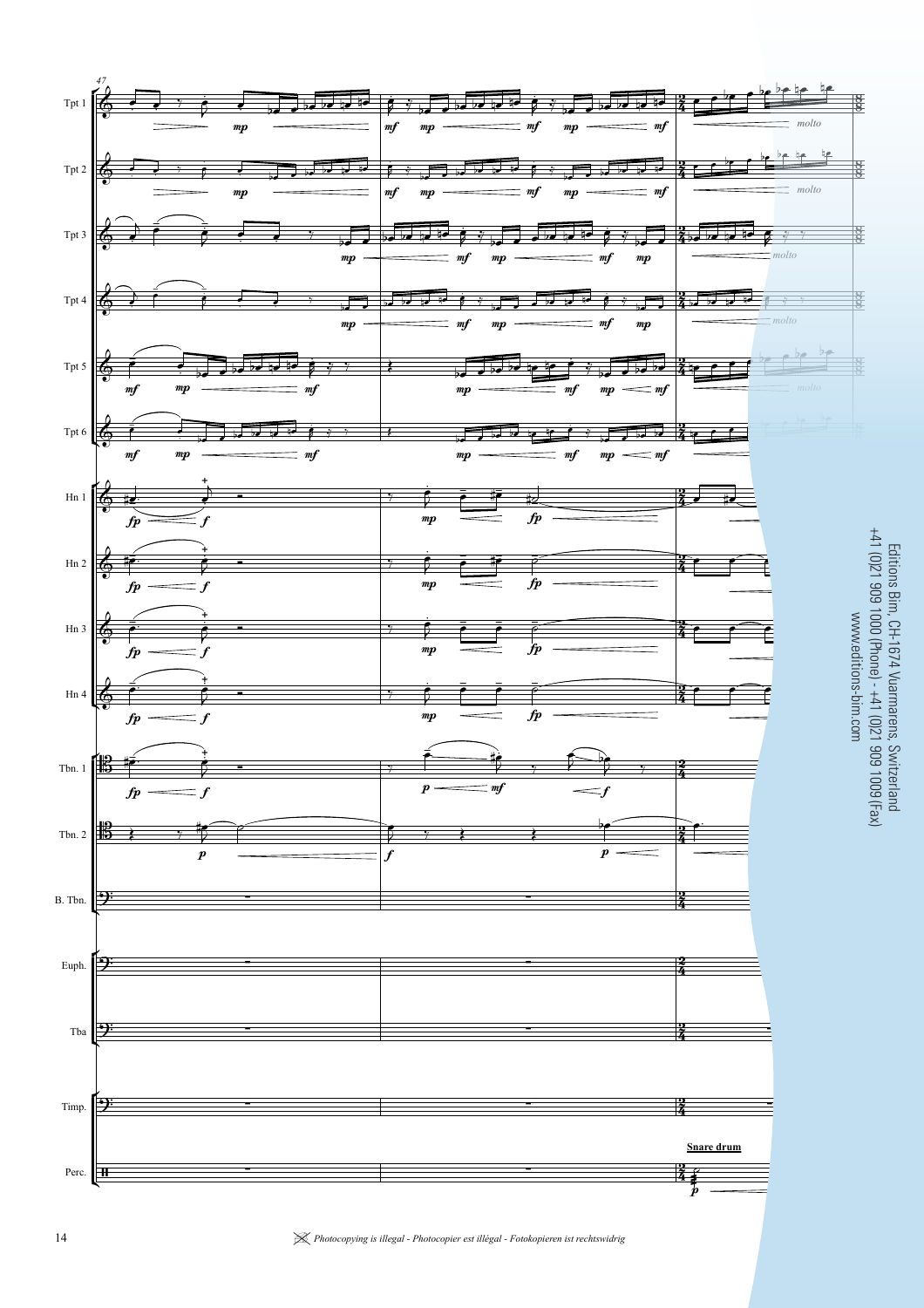Editions Bim, CH-1674 Vuarmarens, Switzerland
+41 (0)21 909 1000 (Phone) - +41 (0)21 909 1009 (Fax)
www.editions-bim.com

*Photocopying is illegal - Photocopier est illégal - Fotokopieren ist rechtswidrig*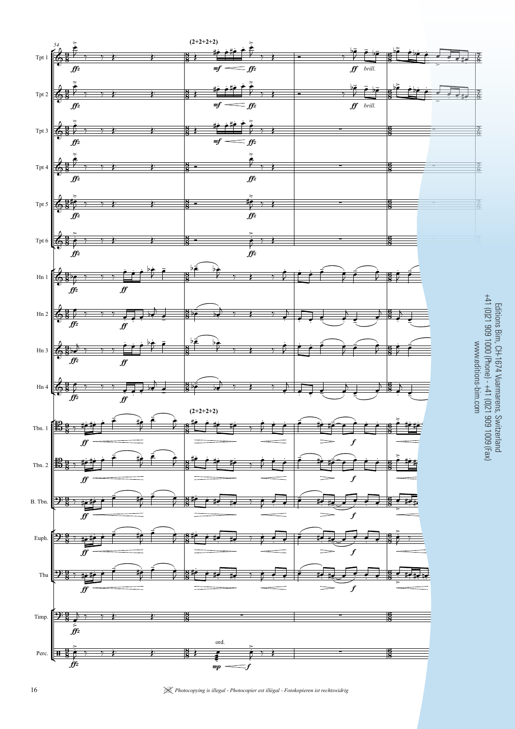Editions Bim, CH-1674 Vuarmarens, Switzerland
+41 (0)21 909 1000 (Phone) - +41 (0)21 909 1009 (Fax)
www.editions-bim.com

*Photocopying is illegal - Photocopier est illégal - Fotokopieren ist rechtswidrig*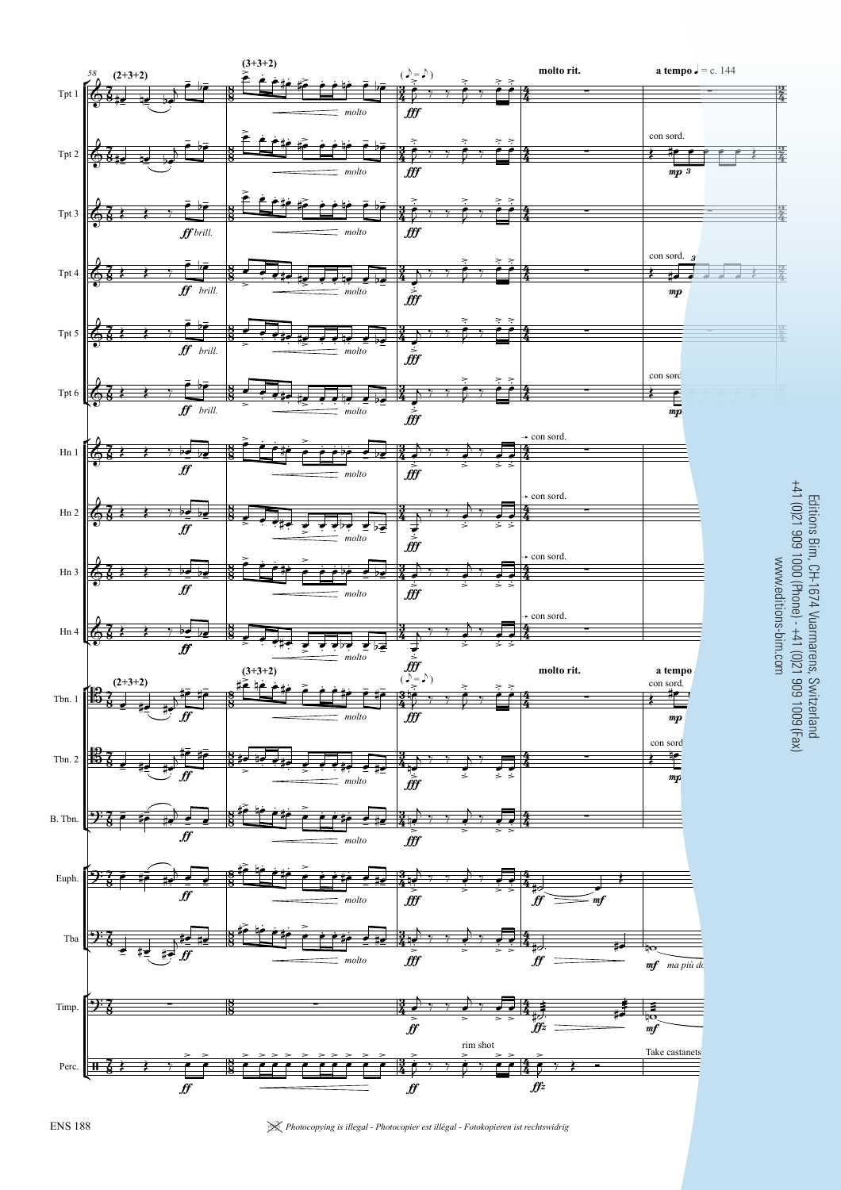Editions Bim, CH-1674 Vuarmarens, Switzerland
+41 (0)21 909 1000 (Phone) - +41 (0)21 909 1009 (Fax)
www.editions-bim.com

ENS 188

*Photocopying is illegal - Photocopier est illégal - Fotokopieren ist rechtswidrig*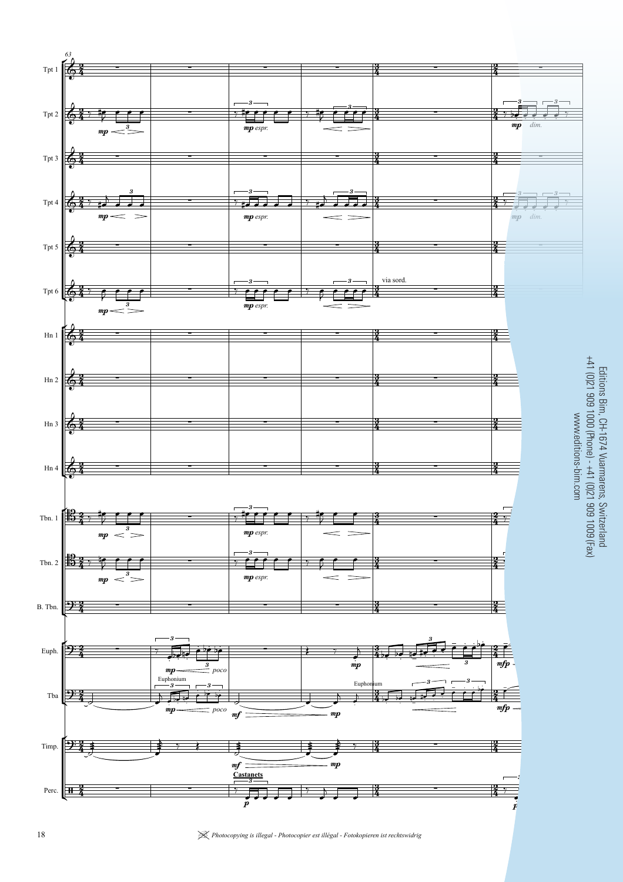Editions Bim, CH-1674 Vuarmarens, Switzerland
+41 (0)21 909 1000 (Phone) - +41 (0)21 909 1009 (Fax)
www.editions-bim.com

*Photocopying is illegal - Photocopier est illégal - Fotokopieren ist rechtswidrig*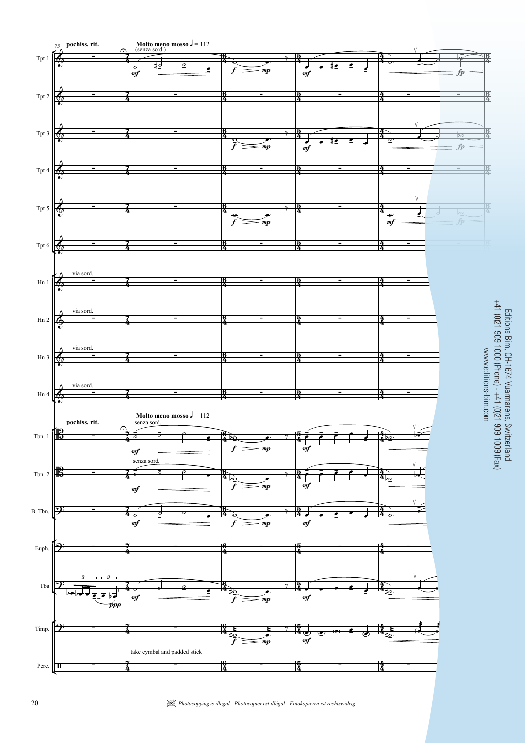75 **pochiss. rit.** **Molto meno mosso** ♩ = 112 (senza sord.)

Tpt 1, Tpt 2, Tpt 3, Tpt 4, Tpt 5, Tpt 6

Hn 1 via sord.
Hn 2 via sord.
Hn 3 via sord.
Hn 4 via sord.

**pochiss. rit.** **Molto meno mosso** ♩ = 112 senza sord.

Tbn. 1
Tbn. 2 senza sord.
B. Tbn.
Euph.
Tba
Timp.
Perc. take cymbal and padded stick

Editions Bim, CH-1674 Vuarmarens, Switzerland
+41 (0)21 909 1000 (Phone) - +41 (0)21 909 1009 (Fax)
www.editions-bim.com

*Photocopying is illegal - Photocopier est illégal - Fotokopieren ist rechtswidrig*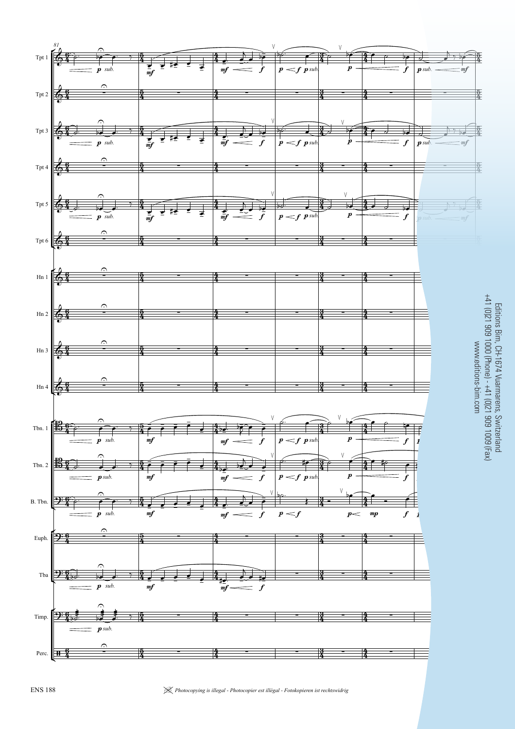Editions Bim, CH-1674 Vuarmarens, Switzerland
+41 (0)21 909 1000 (Phone) - +41 (0)21 909 1009 (Fax)
www.editions-bim.com

*Photocopying is illegal - Photocopier est illégal - Fotokopieren ist rechtswidrig*